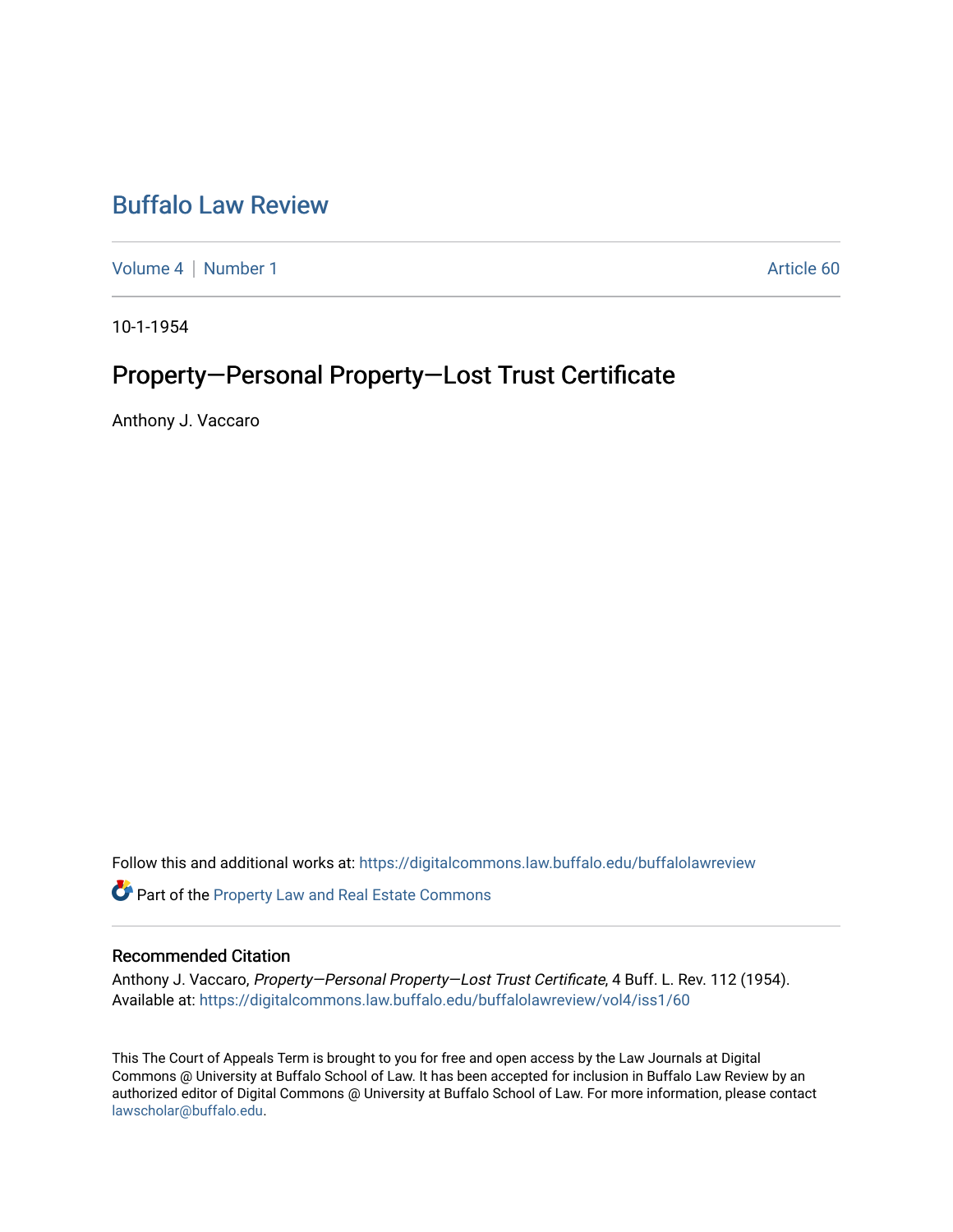# Buffalo Law Review

Volume 4 | Number 1 Article 60

10-1-1954

## Property—Personal Property—Lost Trust Certificate

Anthony J. Vaccaro

Follow this and additional works at: https://digitalcommons.law.buffalo.edu/buffalolawreview

Part of the Property Law and Real Estate Commons

### Recommended Citation

Anthony J. Vaccaro, *Property—Personal Property—Lost Trust Certificate*, 4 Buff. L. Rev. 112 (1954).
Available at: https://digitalcommons.law.buffalo.edu/buffalolawreview/vol4/iss1/60

This The Court of Appeals Term is brought to you for free and open access by the Law Journals at Digital Commons @ University at Buffalo School of Law. It has been accepted for inclusion in Buffalo Law Review by an authorized editor of Digital Commons @ University at Buffalo School of Law. For more information, please contact lawscholar@buffalo.edu.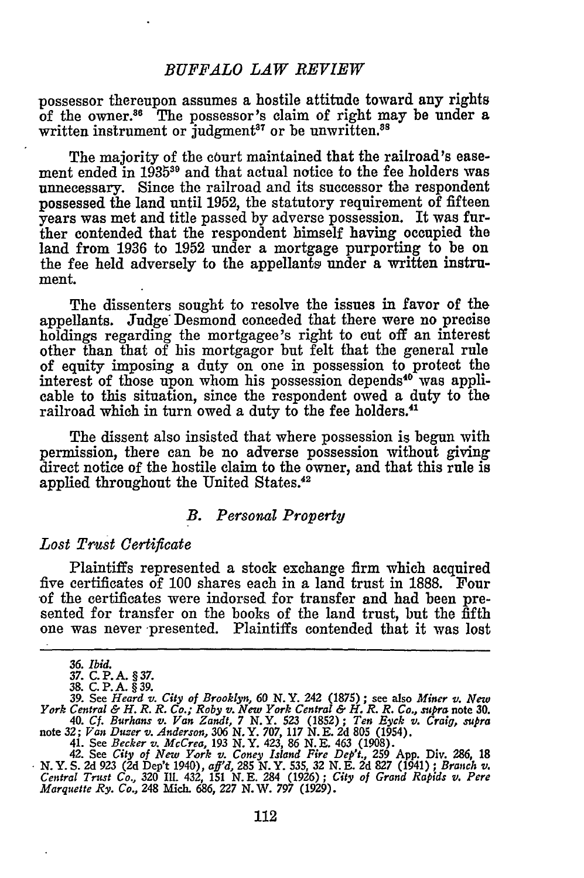possessor thereupon assumes a hostile attitude toward any rights of the owner.[36] The possessor's claim of right may be under a written instrument or judgment[37] or be unwritten.[38]

The majority of the court maintained that the railroad's easement ended in 1935[39] and that actual notice to the fee holders was unnecessary. Since the railroad and its successor the respondent possessed the land until 1952, the statutory requirement of fifteen years was met and title passed by adverse possession. It was further contended that the respondent himself having occupied the land from 1936 to 1952 under a mortgage purporting to be on the fee held adversely to the appellants under a written instrument.

The dissenters sought to resolve the issues in favor of the appellants. Judge Desmond conceded that there were no precise holdings regarding the mortgagee's right to cut off an interest other than that of his mortgagor but felt that the general rule of equity imposing a duty on one in possession to protect the interest of those upon whom his possession depends[40] was applicable to this situation, since the respondent owed a duty to the railroad which in turn owed a duty to the fee holders.[41]

The dissent also insisted that where possession is begun with permission, there can be no adverse possession without giving direct notice of the hostile claim to the owner, and that this rule is applied throughout the United States.[42]

### *B. Personal Property*

#### *Lost Trust Certificate*

Plaintiffs represented a stock exchange firm which acquired five certificates of 100 shares each in a land trust in 1888. Four of the certificates were indorsed for transfer and had been presented for transfer on the books of the land trust, but the fifth one was never presented. Plaintiffs contended that it was lost

---

36. *Ibid.*
37. C. P. A. § 37.
38. C. P. A. § 39.
39. See *Heard v. City of Brooklyn*, 60 N. Y. 242 (1875); see also *Miner v. New York Central & H. R. R. Co.; Roby v. New York Central & H. R. R. Co., supra* note 30.
40. *Cf. Burhans v. Van Zandt*, 7 N. Y. 523 (1852); *Ten Eyck v. Craig, supra* note 32; *Van Duzer v. Anderson*, 306 N. Y. 707, 117 N. E. 2d 805 (1954).
41. See *Becker v. McCrea*, 193 N. Y. 423, 86 N. E. 463 (1908).
42. See *City of New York v. Coney Island Fire Dep't.*, 259 App. Div. 286, 18 N. Y. S. 2d 923 (2d Dep't 1940), *aff'd*, 285 N. Y. 535, 32 N. E. 2d 827 (1941); *Branch v. Central Trust Co.*, 320 Ill. 432, 151 N. E. 284 (1926); *City of Grand Rapids v. Pere Marquette Ry. Co.*, 248 Mich. 686, 227 N. W. 797 (1929).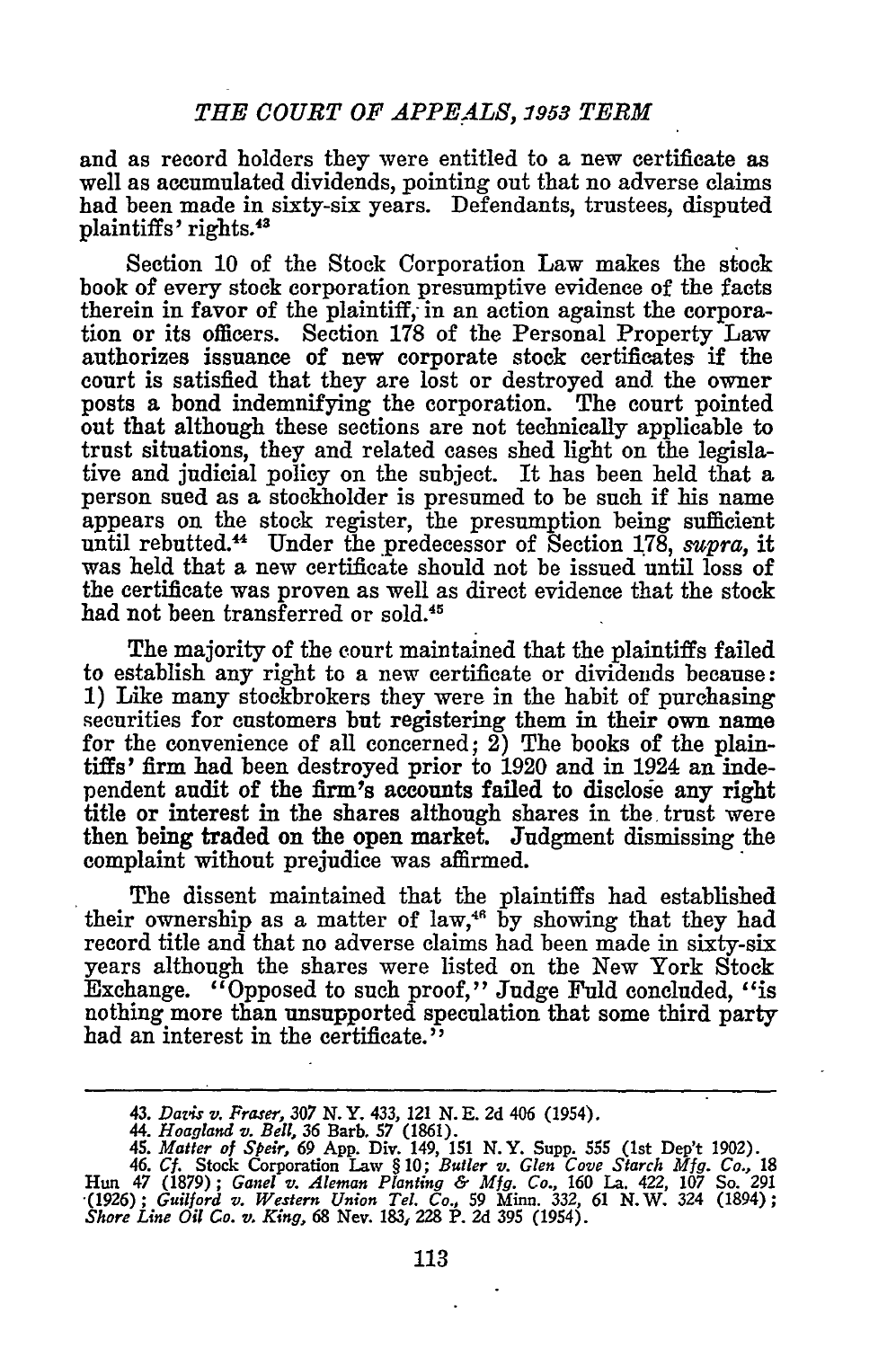and as record holders they were entitled to a new certificate as well as accumulated dividends, pointing out that no adverse claims had been made in sixty-six years. Defendants, trustees, disputed plaintiffs' rights.[43]

Section 10 of the Stock Corporation Law makes the stock book of every stock corporation presumptive evidence of the facts therein in favor of the plaintiff, in an action against the corporation or its officers. Section 178 of the Personal Property Law authorizes issuance of new corporate stock certificates if the court is satisfied that they are lost or destroyed and the owner posts a bond indemnifying the corporation. The court pointed out that although these sections are not technically applicable to trust situations, they and related cases shed light on the legislative and judicial policy on the subject. It has been held that a person sued as a stockholder is presumed to be such if his name appears on the stock register, the presumption being sufficient until rebutted.[44] Under the predecessor of Section 178, *supra*, it was held that a new certificate should not be issued until loss of the certificate was proven as well as direct evidence that the stock had not been transferred or sold.[45]

The majority of the court maintained that the plaintiffs failed to establish any right to a new certificate or dividends because: 1) Like many stockbrokers they were in the habit of purchasing securities for customers but registering them in their own name for the convenience of all concerned; 2) The books of the plaintiffs' firm had been destroyed prior to 1920 and in 1924 an independent audit of the firm's accounts failed to disclose any right title or interest in the shares although shares in the trust were then being traded on the open market. Judgment dismissing the complaint without prejudice was affirmed.

The dissent maintained that the plaintiffs had established their ownership as a matter of law,[46] by showing that they had record title and that no adverse claims had been made in sixty-six years although the shares were listed on the New York Stock Exchange. "Opposed to such proof," Judge Fuld concluded, "is nothing more than unsupported speculation that some third party had an interest in the certificate."

---

43. *Davis v. Fraser*, 307 N.Y. 433, 121 N.E. 2d 406 (1954).

44. *Hoagland v. Bell*, 36 Barb. 57 (1861).

45. *Matter of Speir*, 69 App. Div. 149, 151 N.Y. Supp. 555 (1st Dep't 1902).

46. *Cf.* Stock Corporation Law § 10; *Butler v. Glen Cove Starch Mfg. Co.*, 18 Hun 47 (1879); *Ganel v. Aleman Planting & Mfg. Co.*, 160 La. 422, 107 So. 291 (1926); *Guilford v. Western Union Tel. Co.*, 59 Minn. 332, 61 N.W. 324 (1894); *Shore Line Oil Co. v. King*, 68 Nev. 183, 228 P. 2d 395 (1954).